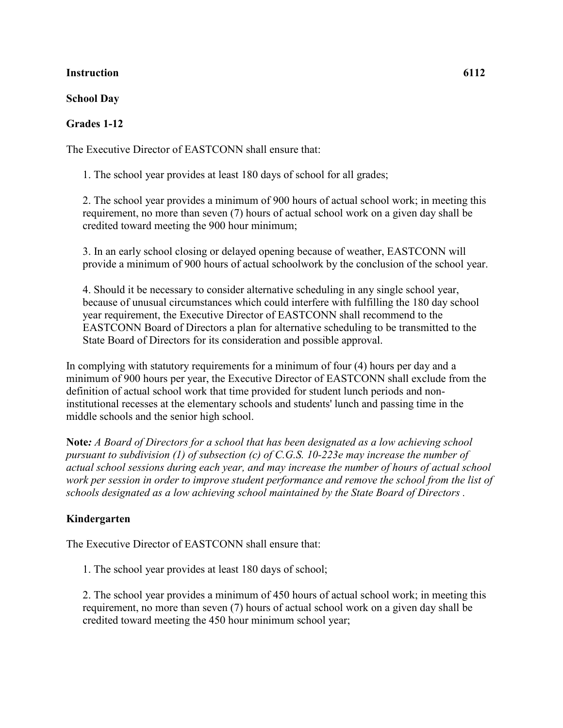**Instruction 6112**

**School Day**

**Grades 1-12**

The Executive Director of EASTCONN shall ensure that:

1. The school year provides at least 180 days of school for all grades;

2. The school year provides a minimum of 900 hours of actual school work; in meeting this requirement, no more than seven (7) hours of actual school work on a given day shall be credited toward meeting the 900 hour minimum;

3. In an early school closing or delayed opening because of weather, EASTCONN will provide a minimum of 900 hours of actual schoolwork by the conclusion of the school year.

4. Should it be necessary to consider alternative scheduling in any single school year, because of unusual circumstances which could interfere with fulfilling the 180 day school year requirement, the Executive Director of EASTCONN shall recommend to the EASTCONN Board of Directors a plan for alternative scheduling to be transmitted to the State Board of Directors for its consideration and possible approval.

In complying with statutory requirements for a minimum of four (4) hours per day and a minimum of 900 hours per year, the Executive Director of EASTCONN shall exclude from the definition of actual school work that time provided for student lunch periods and non-institutional recesses at the elementary schools and students' lunch and passing time in the middle schools and the senior high school.

**Note:** *A Board of Directors for a school that has been designated as a low achieving school pursuant to subdivision (1) of subsection (c) of C.G.S. 10-223e may increase the number of actual school sessions during each year, and may increase the number of hours of actual school work per session in order to improve student performance and remove the school from the list of schools designated as a low achieving school maintained by the State Board of Directors .*

**Kindergarten**

The Executive Director of EASTCONN shall ensure that:

1. The school year provides at least 180 days of school;

2. The school year provides a minimum of 450 hours of actual school work; in meeting this requirement, no more than seven (7) hours of actual school work on a given day shall be credited toward meeting the 450 hour minimum school year;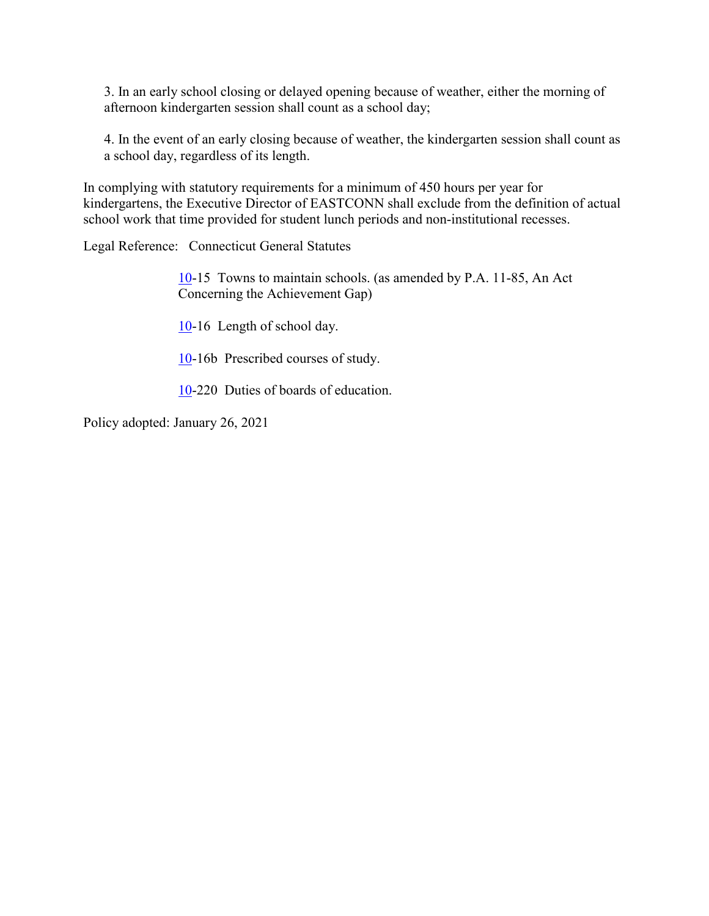3. In an early school closing or delayed opening because of weather, either the morning of afternoon kindergarten session shall count as a school day;

4. In the event of an early closing because of weather, the kindergarten session shall count as a school day, regardless of its length.

In complying with statutory requirements for a minimum of 450 hours per year for kindergartens, the Executive Director of EASTCONN shall exclude from the definition of actual school work that time provided for student lunch periods and non-institutional recesses.

Legal Reference: Connecticut General Statutes

> 10-15 Towns to maintain schools. (as amended by P.A. 11-85, An Act Concerning the Achievement Gap)
>
> 10-16 Length of school day.
>
> 10-16b Prescribed courses of study.
>
> 10-220 Duties of boards of education.

Policy adopted: January 26, 2021